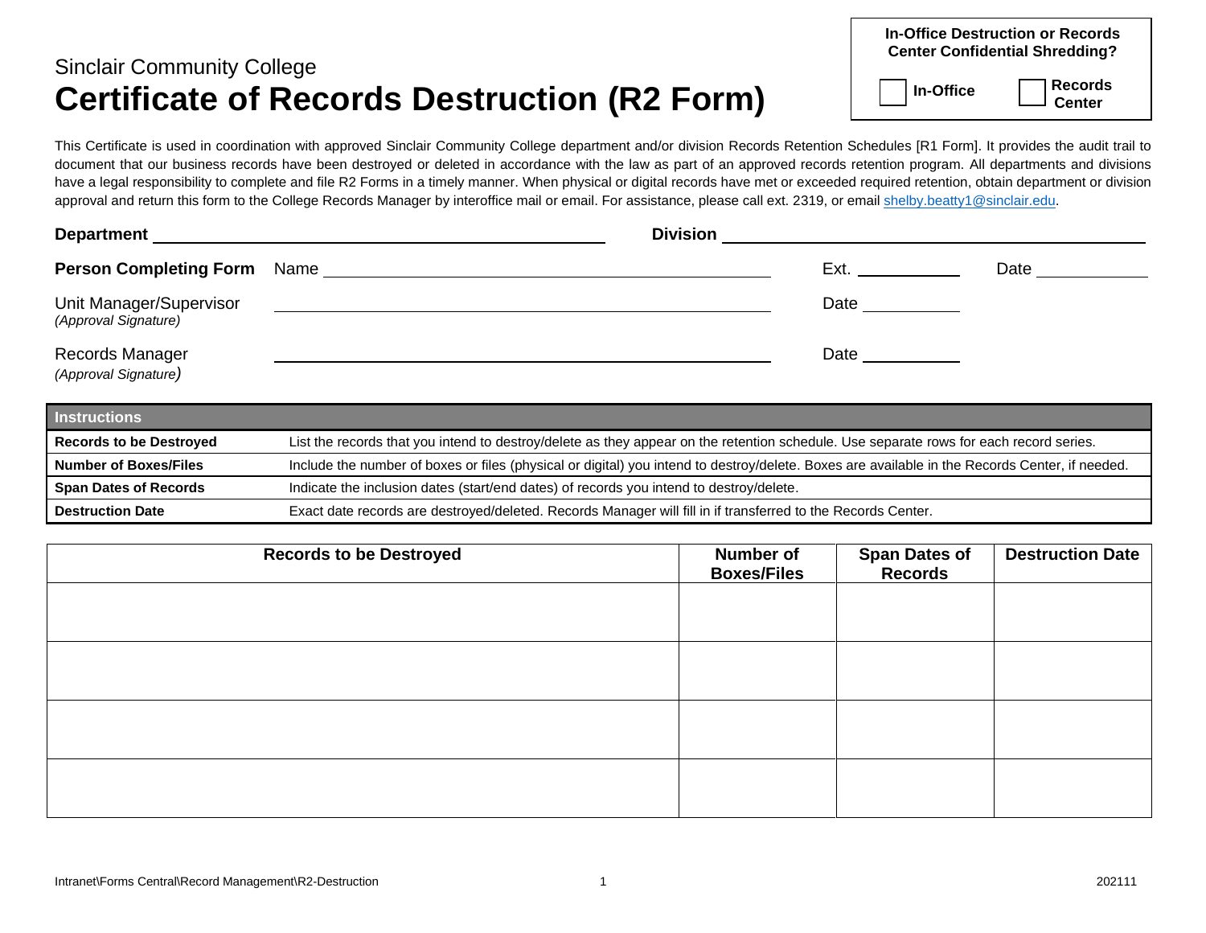Sinclair Community College

# Certificate of Records Destruction (R2 Form)

**In-Office Destruction or Records Center Confidential Shredding?**

☐ **In-Office** ☐ **Records Center**

This Certificate is used in coordination with approved Sinclair Community College department and/or division Records Retention Schedules [R1 Form]. It provides the audit trail to document that our business records have been destroyed or deleted in accordance with the law as part of an approved records retention program. All departments and divisions have a legal responsibility to complete and file R2 Forms in a timely manner. When physical or digital records have met or exceeded required retention, obtain department or division approval and return this form to the College Records Manager by interoffice mail or email. For assistance, please call ext. 2319, or email shelby.beatty1@sinclair.edu.

**Department** ____________________ **Division** ____________________

**Person Completing Form** Name ____________________ Ext. __________ Date __________

Unit Manager/Supervisor ____________________ Date __________
*(Approval Signature)*

Records Manager ____________________ Date __________
*(Approval Signature)*

| **Instructions** | |
|---|---|
| **Records to be Destroyed** | List the records that you intend to destroy/delete as they appear on the retention schedule. Use separate rows for each record series. |
| **Number of Boxes/Files** | Include the number of boxes or files (physical or digital) you intend to destroy/delete. Boxes are available in the Records Center, if needed. |
| **Span Dates of Records** | Indicate the inclusion dates (start/end dates) of records you intend to destroy/delete. |
| **Destruction Date** | Exact date records are destroyed/deleted. Records Manager will fill in if transferred to the Records Center. |

| Records to be Destroyed | Number of Boxes/Files | Span Dates of Records | Destruction Date |
|---|---|---|---|
| | | | |
| | | | |
| | | | |
| | | | |

Intranet\Forms Central\Record Management\R2-Destruction 202111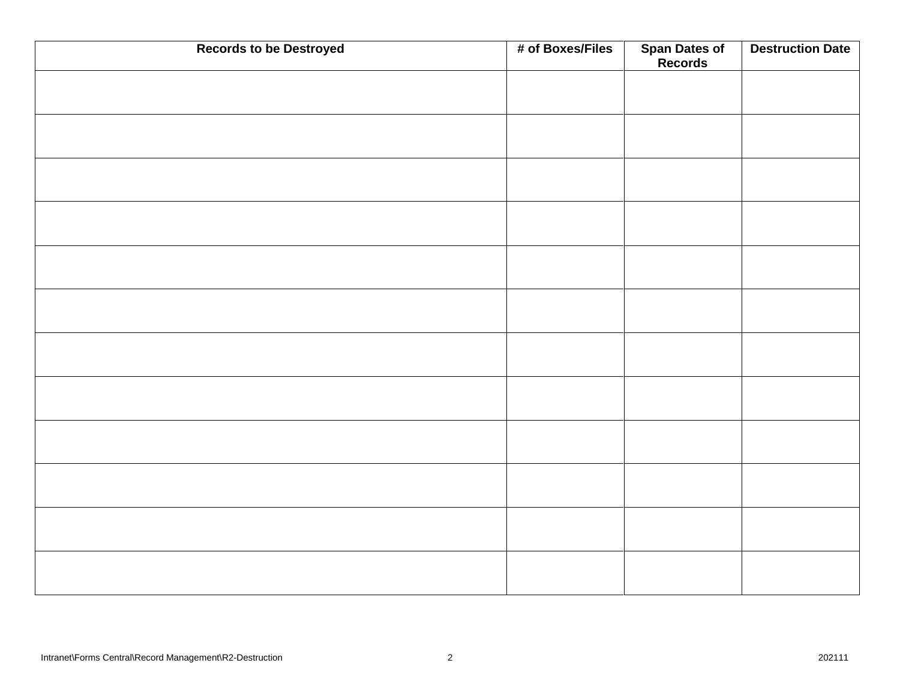| Records to be Destroyed | # of Boxes/Files | Span Dates of Records | Destruction Date |
|---|---|---|---|
| | | | |
| | | | |
| | | | |
| | | | |
| | | | |
| | | | |
| | | | |
| | | | |
| | | | |
| | | | |
| | | | |
| | | | |